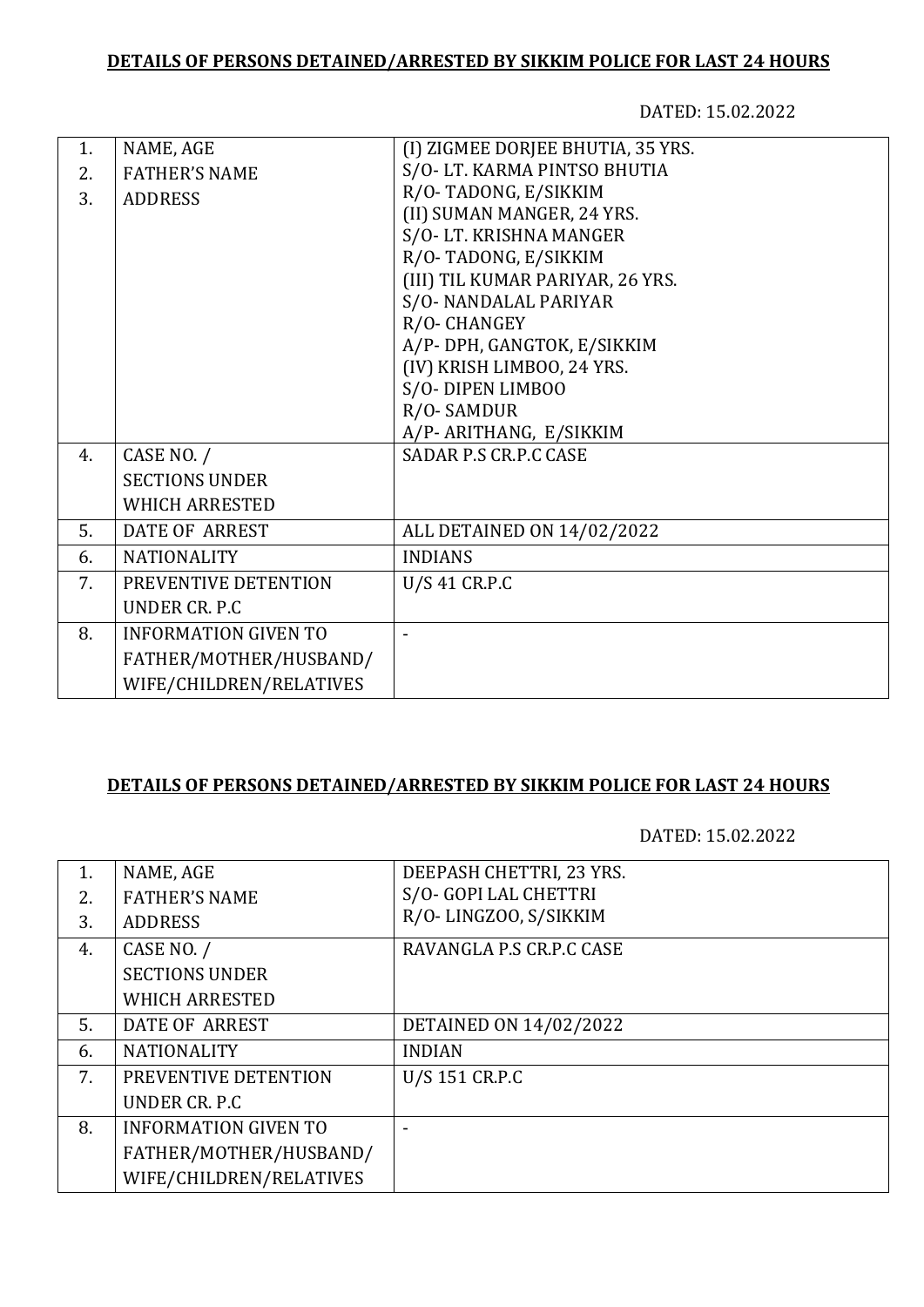## DETAILS OF PERSONS DETAINED/ARRESTED BY SIKKIM POLICE FOR LAST 24 HOURS

DATED: 15.02.2022

| | | |
|---|---|---|
| 1.<br>2.<br>3. | NAME, AGE<br>FATHER'S NAME<br>ADDRESS | (I) ZIGMEE DORJEE BHUTIA, 35 YRS.<br>S/O- LT. KARMA PINTSO BHUTIA<br>R/O- TADONG, E/SIKKIM<br>(II) SUMAN MANGER, 24 YRS.<br>S/O- LT. KRISHNA MANGER<br>R/O- TADONG, E/SIKKIM<br>(III) TIL KUMAR PARIYAR, 26 YRS.<br>S/O- NANDALAL PARIYAR<br>R/O- CHANGEY<br>A/P- DPH, GANGTOK, E/SIKKIM<br>(IV) KRISH LIMBOO, 24 YRS.<br>S/O- DIPEN LIMBOO<br>R/O- SAMDUR<br>A/P- ARITHANG, E/SIKKIM |
| 4. | CASE NO. /<br>SECTIONS UNDER<br>WHICH ARRESTED | SADAR P.S CR.P.C CASE |
| 5. | DATE OF ARREST | ALL DETAINED ON 14/02/2022 |
| 6. | NATIONALITY | INDIANS |
| 7. | PREVENTIVE DETENTION<br>UNDER CR. P.C | U/S 41 CR.P.C |
| 8. | INFORMATION GIVEN TO<br>FATHER/MOTHER/HUSBAND/<br>WIFE/CHILDREN/RELATIVES | - |

## DETAILS OF PERSONS DETAINED/ARRESTED BY SIKKIM POLICE FOR LAST 24 HOURS

DATED: 15.02.2022

| | | |
|---|---|---|
| 1.<br>2.<br>3. | NAME, AGE<br>FATHER'S NAME<br>ADDRESS | DEEPASH CHETTRI, 23 YRS.<br>S/O- GOPI LAL CHETTRI<br>R/O- LINGZOO, S/SIKKIM |
| 4. | CASE NO. /<br>SECTIONS UNDER<br>WHICH ARRESTED | RAVANGLA P.S CR.P.C CASE |
| 5. | DATE OF ARREST | DETAINED ON 14/02/2022 |
| 6. | NATIONALITY | INDIAN |
| 7. | PREVENTIVE DETENTION<br>UNDER CR. P.C | U/S 151 CR.P.C |
| 8. | INFORMATION GIVEN TO<br>FATHER/MOTHER/HUSBAND/<br>WIFE/CHILDREN/RELATIVES | - |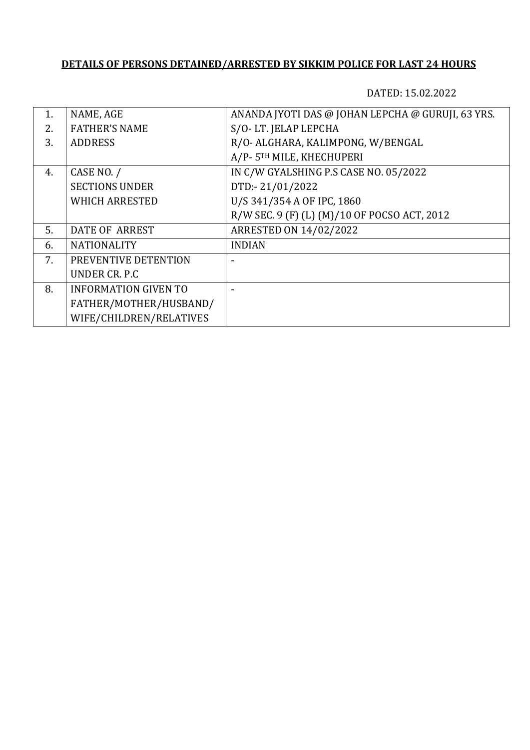**DETAILS OF PERSONS DETAINED/ARRESTED BY SIKKIM POLICE FOR LAST 24 HOURS**

DATED: 15.02.2022

| | | |
|---|---|---|
| 1.<br>2.<br>3. | NAME, AGE<br>FATHER'S NAME<br>ADDRESS | ANANDA JYOTI DAS @ JOHAN LEPCHA @ GURUJI, 63 YRS.<br>S/O- LT. JELAP LEPCHA<br>R/O- ALGHARA, KALIMPONG, W/BENGAL<br>A/P- 5TH MILE, KHECHUPERI |
| 4. | CASE NO. /<br>SECTIONS UNDER<br>WHICH ARRESTED | IN C/W GYALSHING P.S CASE NO. 05/2022<br>DTD:- 21/01/2022<br>U/S 341/354 A OF IPC, 1860<br>R/W SEC. 9 (F) (L) (M)/10 OF POCSO ACT, 2012 |
| 5. | DATE OF ARREST | ARRESTED ON 14/02/2022 |
| 6. | NATIONALITY | INDIAN |
| 7. | PREVENTIVE DETENTION UNDER CR. P.C | - |
| 8. | INFORMATION GIVEN TO FATHER/MOTHER/HUSBAND/ WIFE/CHILDREN/RELATIVES | - |